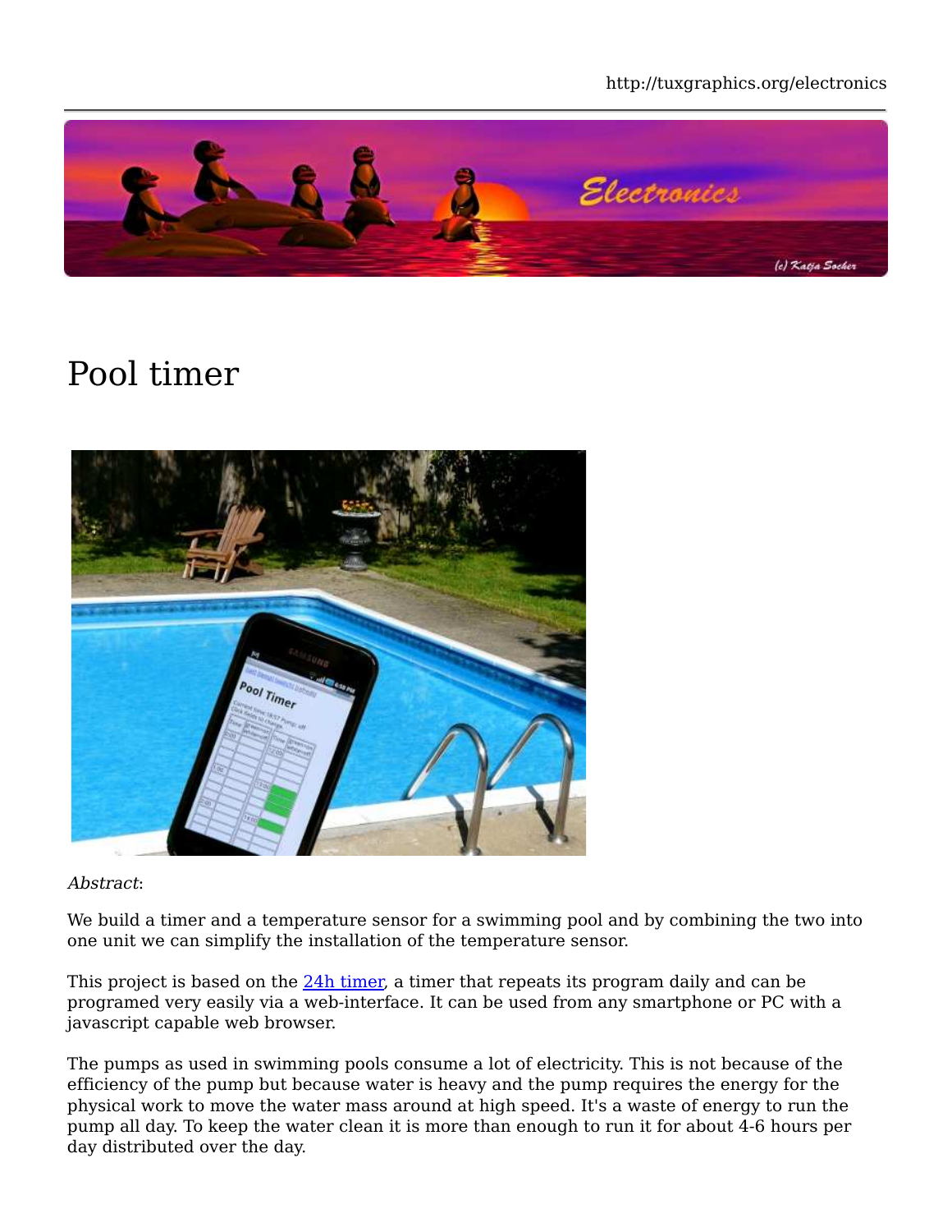# Pool timer

*Abstract*:

We build a timer and a temperature sensor for a swimming pool and by combining the two into one unit we can simplify the installation of the temperature sensor.

This project is based on the 24h timer, a timer that repeats its program daily and can be programed very easily via a web-interface. It can be used from any smartphone or PC with a javascript capable web browser.

The pumps as used in swimming pools consume a lot of electricity. This is not because of the efficiency of the pump but because water is heavy and the pump requires the energy for the physical work to move the water mass around at high speed. It's a waste of energy to run the pump all day. To keep the water clean it is more than enough to run it for about 4-6 hours per day distributed over the day.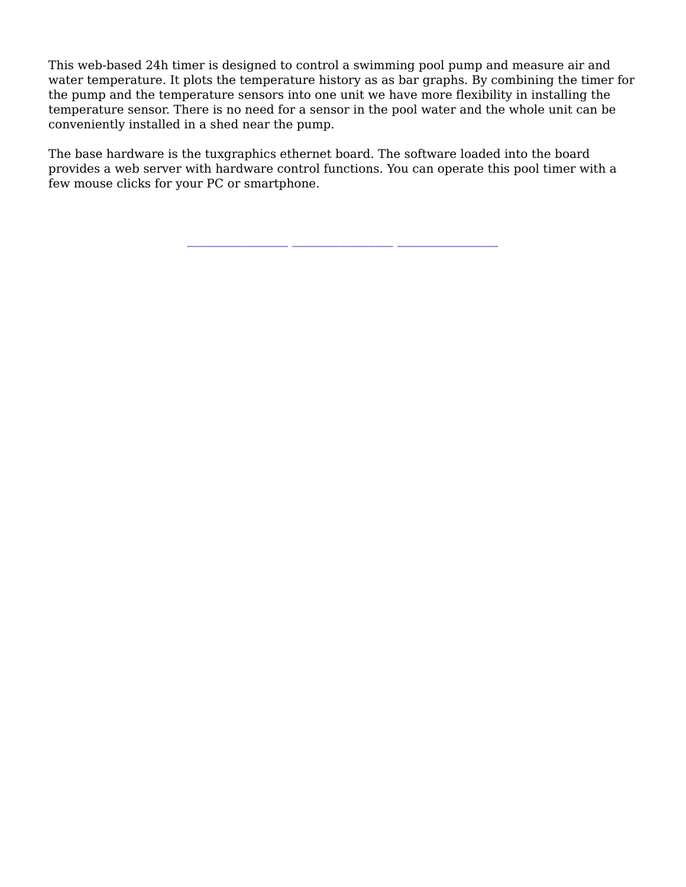This web-based 24h timer is designed to control a swimming pool pump and measure air and water temperature. It plots the temperature history as as bar graphs. By combining the timer for the pump and the temperature sensors into one unit we have more flexibility in installing the temperature sensor. There is no need for a sensor in the pool water and the whole unit can be conveniently installed in a shed near the pump.

The base hardware is the tuxgraphics ethernet board. The software loaded into the board provides a web server with hardware control functions. You can operate this pool timer with a few mouse clicks for your PC or smartphone.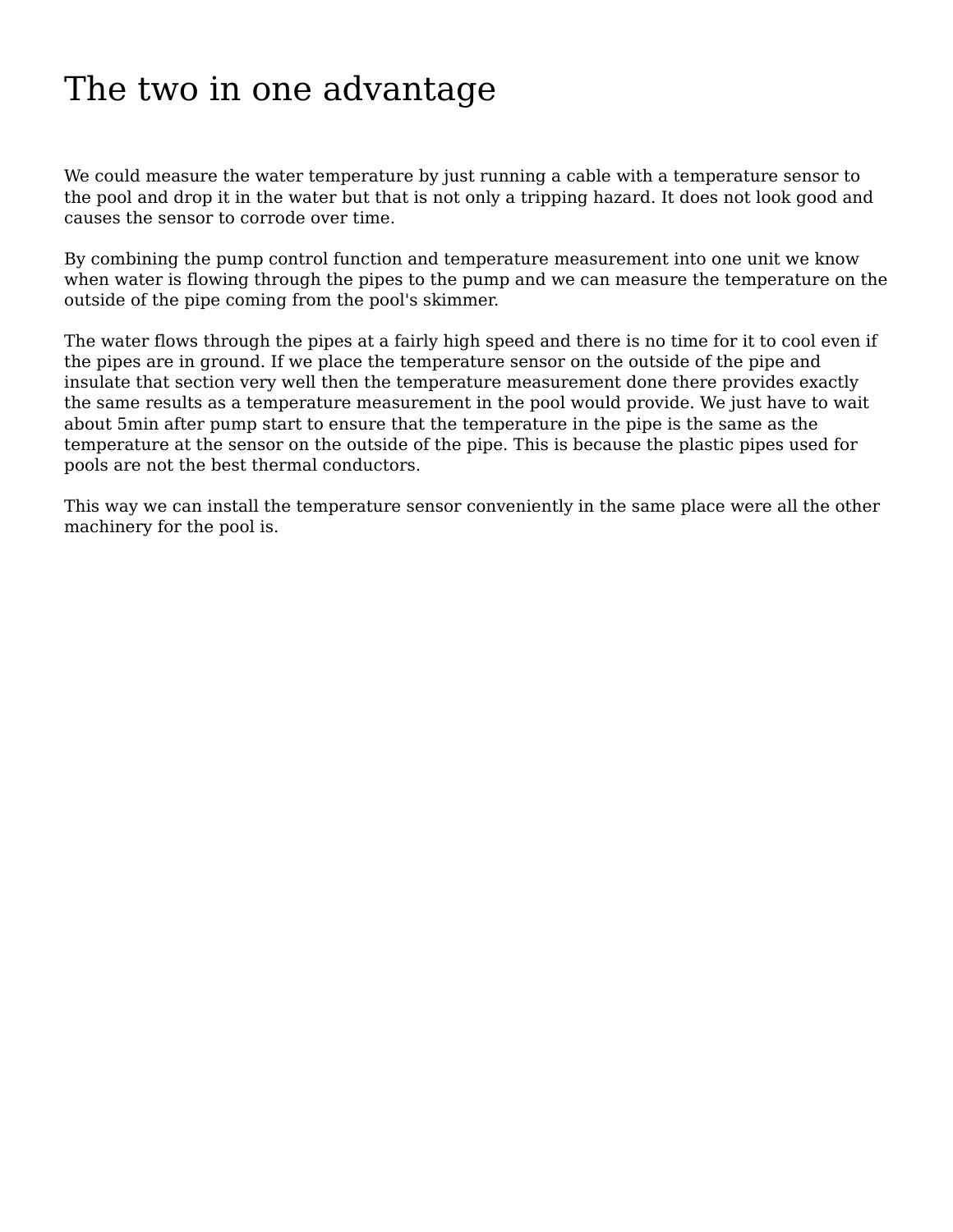# The two in one advantage

We could measure the water temperature by just running a cable with a temperature sensor to the pool and drop it in the water but that is not only a tripping hazard. It does not look good and causes the sensor to corrode over time.

By combining the pump control function and temperature measurement into one unit we know when water is flowing through the pipes to the pump and we can measure the temperature on the outside of the pipe coming from the pool's skimmer.

The water flows through the pipes at a fairly high speed and there is no time for it to cool even if the pipes are in ground. If we place the temperature sensor on the outside of the pipe and insulate that section very well then the temperature measurement done there provides exactly the same results as a temperature measurement in the pool would provide. We just have to wait about 5min after pump start to ensure that the temperature in the pipe is the same as the temperature at the sensor on the outside of the pipe. This is because the plastic pipes used for pools are not the best thermal conductors.

This way we can install the temperature sensor conveniently in the same place were all the other machinery for the pool is.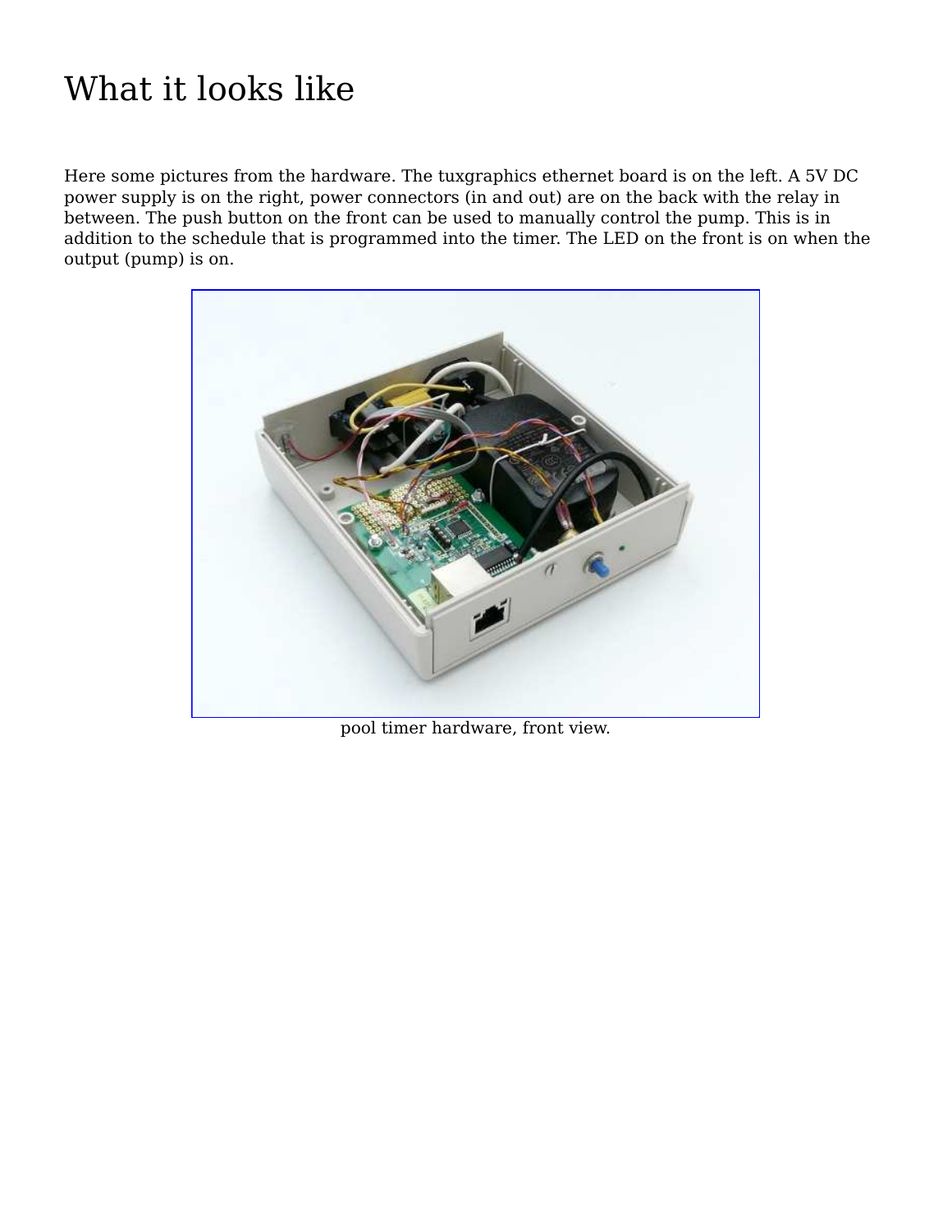# What it looks like

Here some pictures from the hardware. The tuxgraphics ethernet board is on the left. A 5V DC power supply is on the right, power connectors (in and out) are on the back with the relay in between. The push button on the front can be used to manually control the pump. This is in addition to the schedule that is programmed into the timer. The LED on the front is on when the output (pump) is on.

pool timer hardware, front view.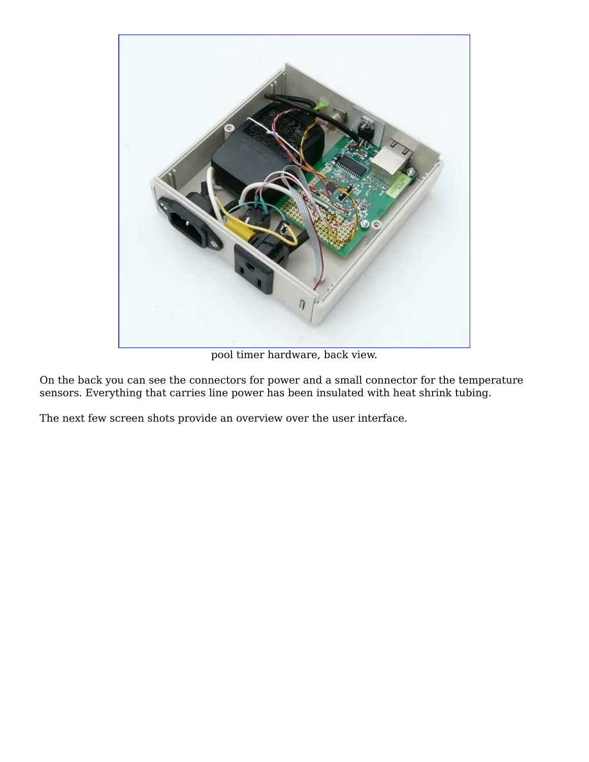pool timer hardware, back view.

On the back you can see the connectors for power and a small connector for the temperature sensors. Everything that carries line power has been insulated with heat shrink tubing.

The next few screen shots provide an overview over the user interface.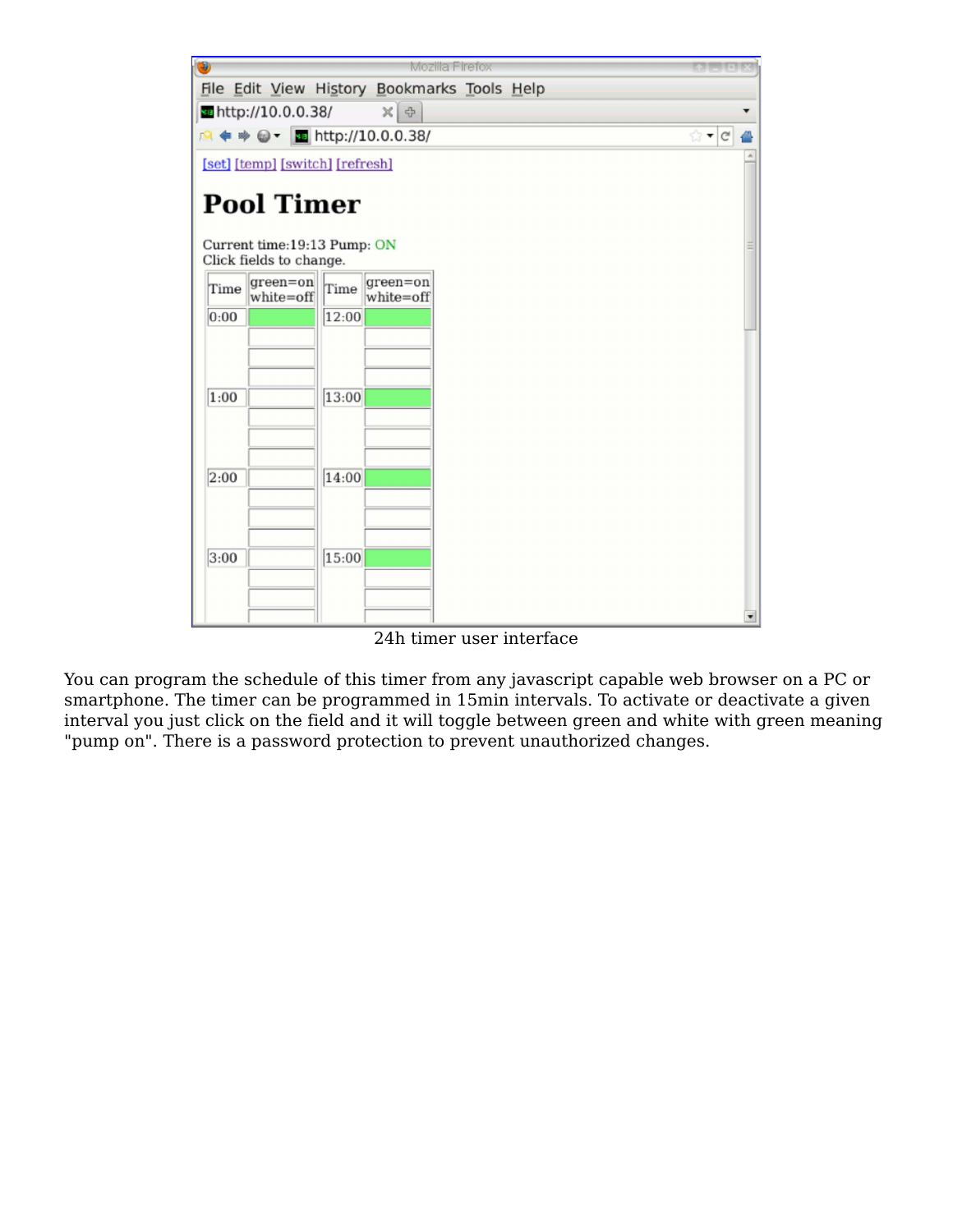24h timer user interface

You can program the schedule of this timer from any javascript capable web browser on a PC or smartphone. The timer can be programmed in 15min intervals. To activate or deactivate a given interval you just click on the field and it will toggle between green and white with green meaning "pump on". There is a password protection to prevent unauthorized changes.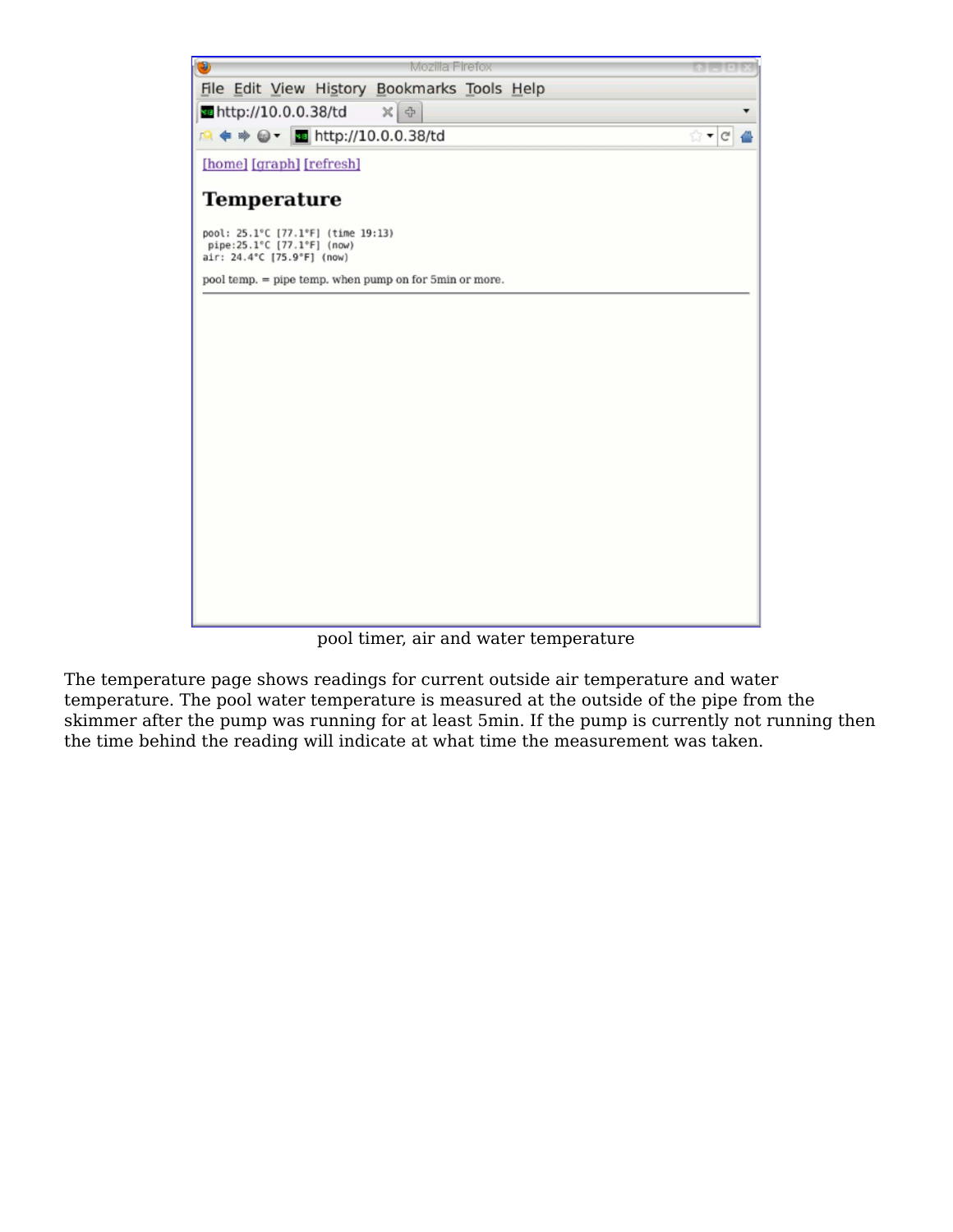pool timer, air and water temperature

The temperature page shows readings for current outside air temperature and water temperature. The pool water temperature is measured at the outside of the pipe from the skimmer after the pump was running for at least 5min. If the pump is currently not running then the time behind the reading will indicate at what time the measurement was taken.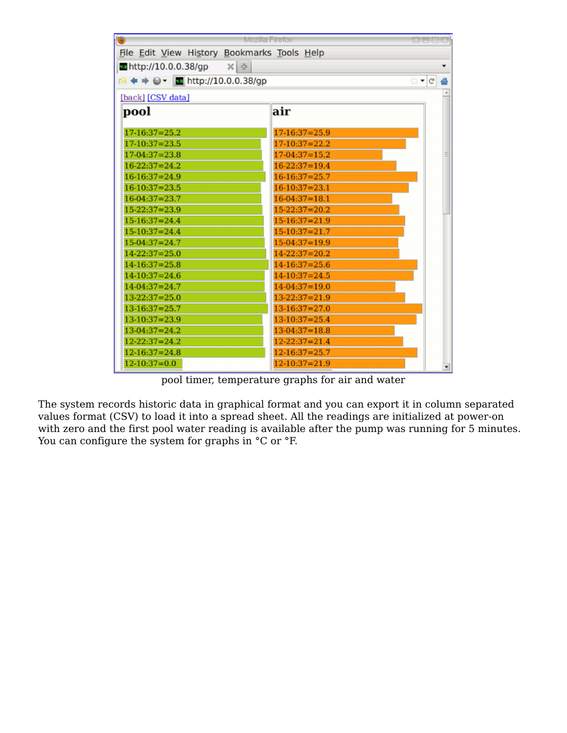pool timer, temperature graphs for air and water

The system records historic data in graphical format and you can export it in column separated values format (CSV) to load it into a spread sheet. All the readings are initialized at power-on with zero and the first pool water reading is available after the pump was running for 5 minutes. You can configure the system for graphs in °C or °F.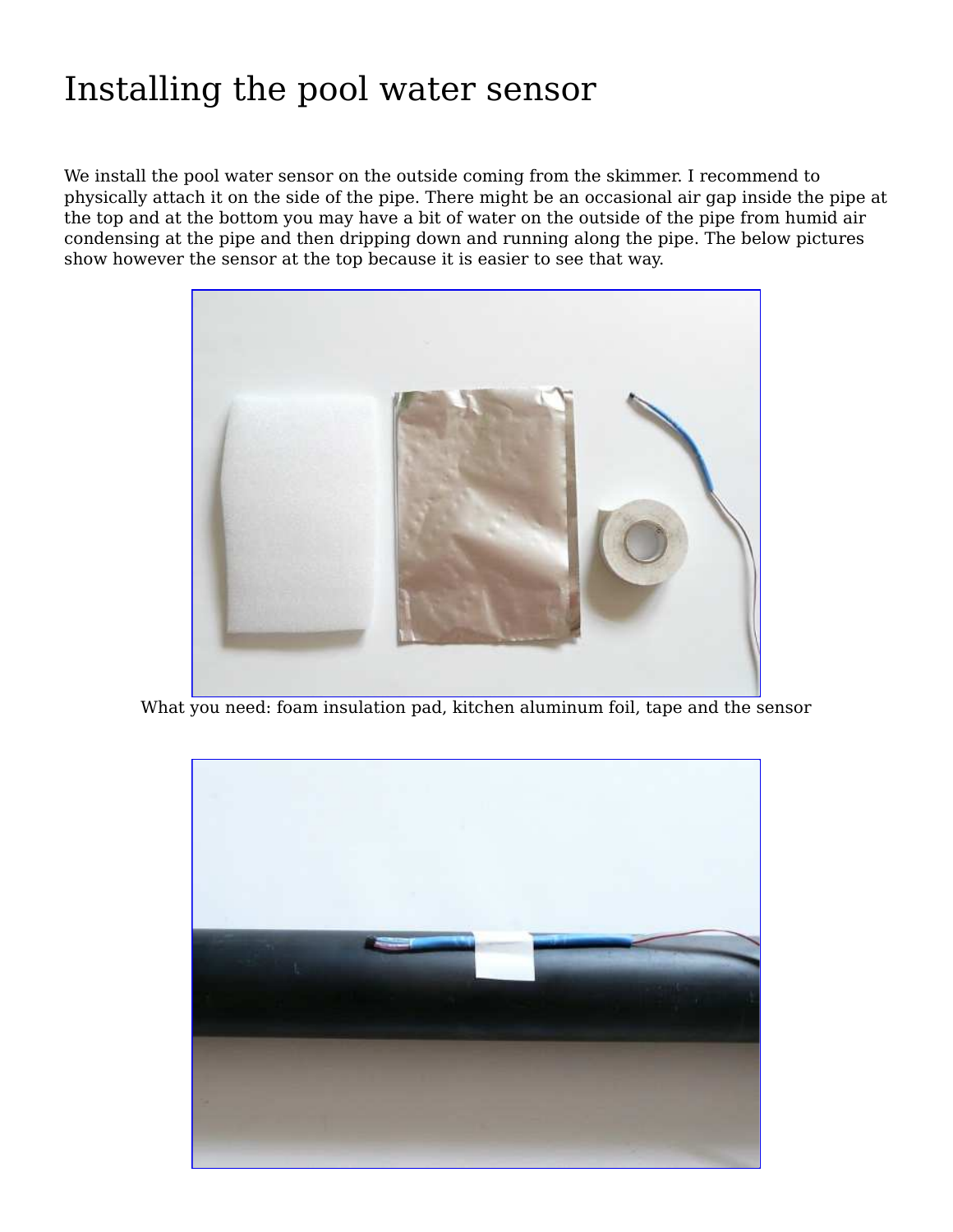# Installing the pool water sensor

We install the pool water sensor on the outside coming from the skimmer. I recommend to physically attach it on the side of the pipe. There might be an occasional air gap inside the pipe at the top and at the bottom you may have a bit of water on the outside of the pipe from humid air condensing at the pipe and then dripping down and running along the pipe. The below pictures show however the sensor at the top because it is easier to see that way.

What you need: foam insulation pad, kitchen aluminum foil, tape and the sensor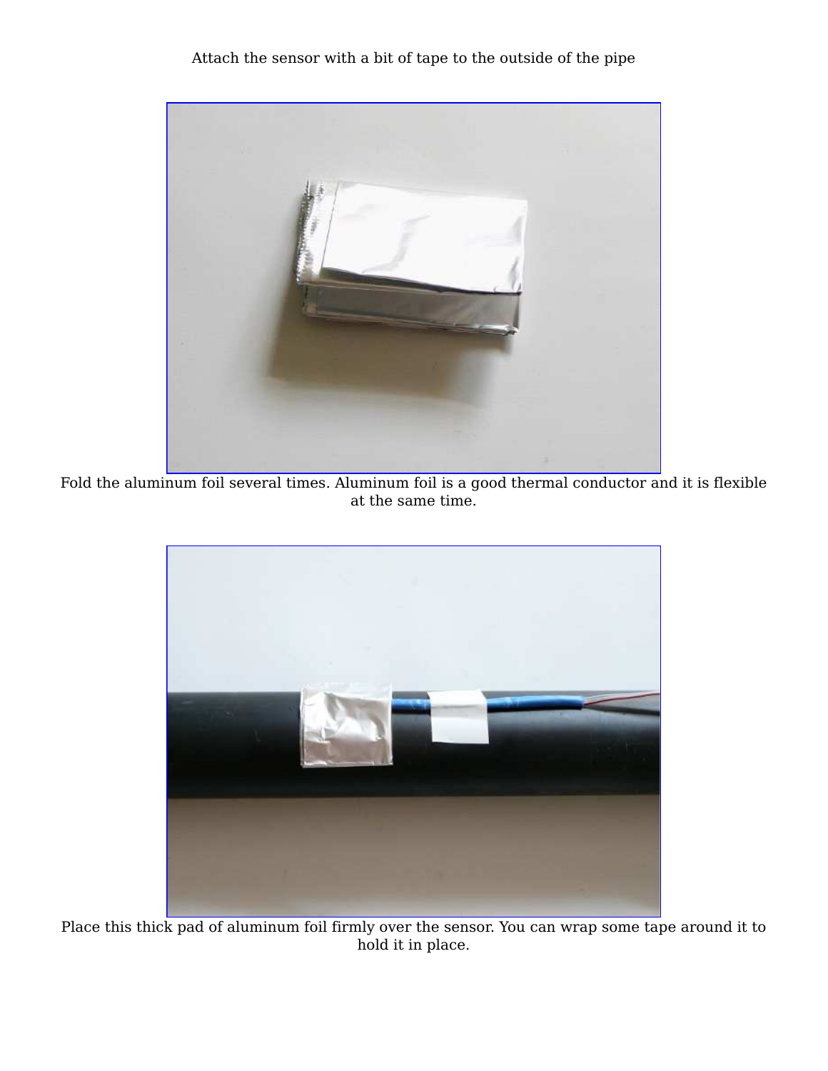Attach the sensor with a bit of tape to the outside of the pipe

Fold the aluminum foil several times. Aluminum foil is a good thermal conductor and it is flexible at the same time.

Place this thick pad of aluminum foil firmly over the sensor. You can wrap some tape around it to hold it in place.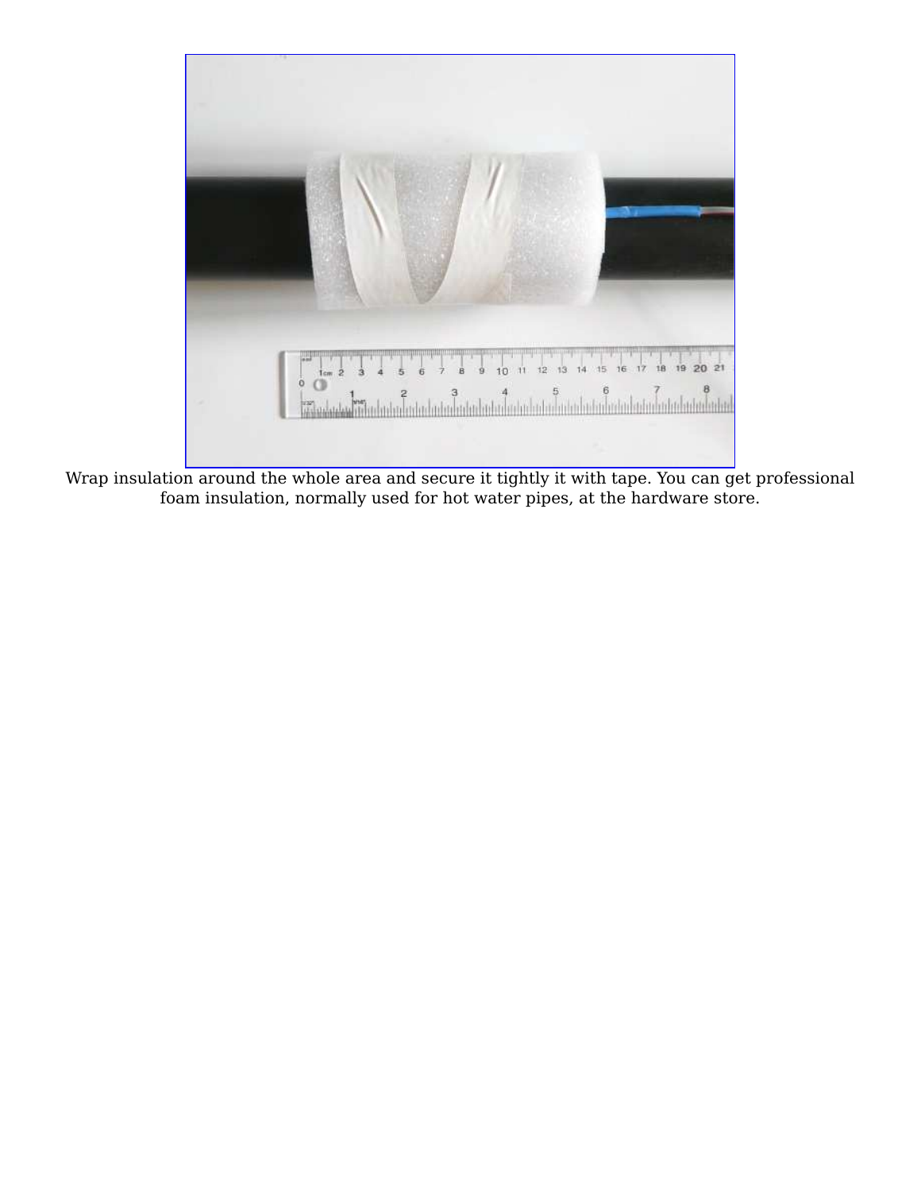Wrap insulation around the whole area and secure it tightly it with tape. You can get professional foam insulation, normally used for hot water pipes, at the hardware store.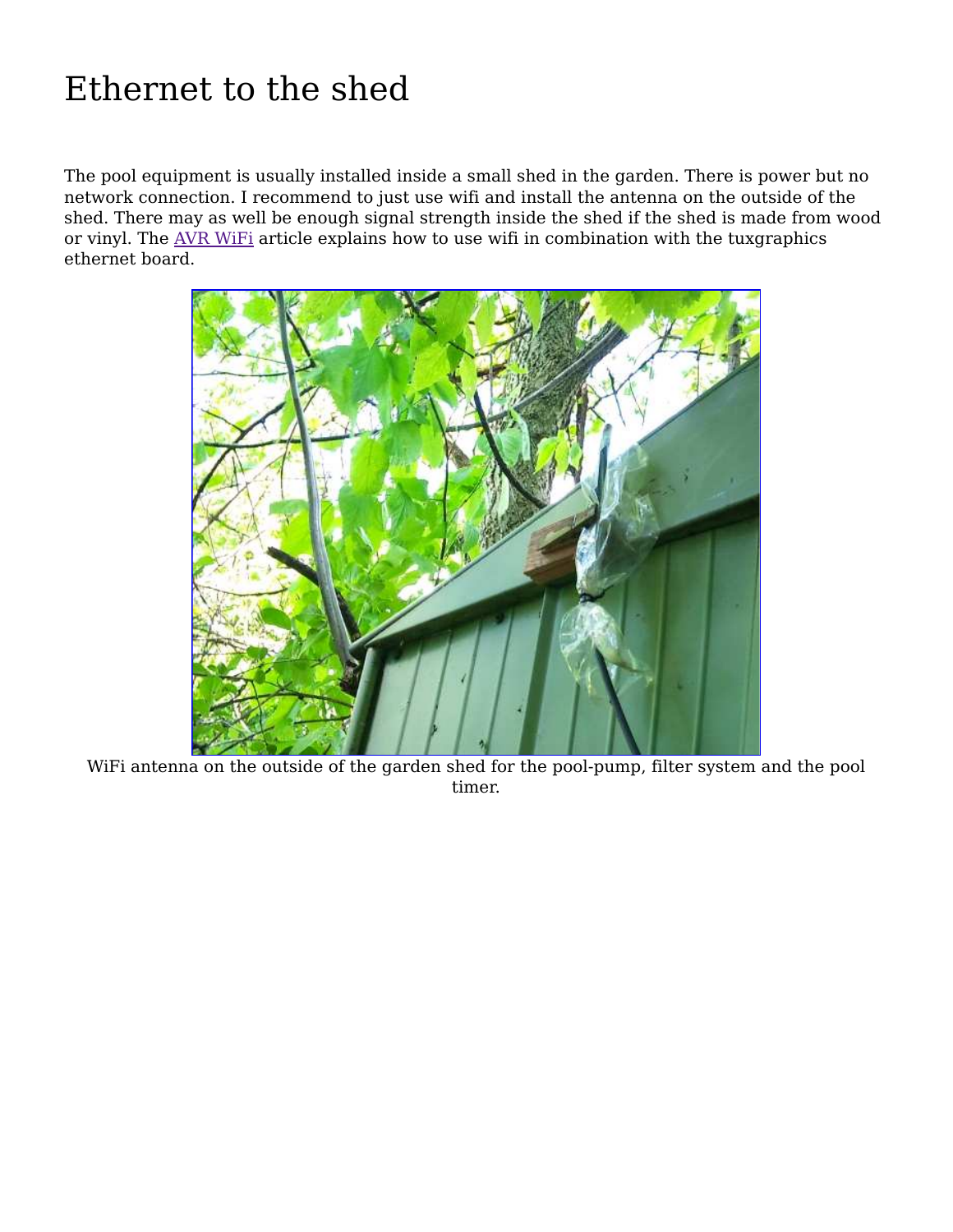# Ethernet to the shed

The pool equipment is usually installed inside a small shed in the garden. There is power but no network connection. I recommend to just use wifi and install the antenna on the outside of the shed. There may as well be enough signal strength inside the shed if the shed is made from wood or vinyl. The AVR WiFi article explains how to use wifi in combination with the tuxgraphics ethernet board.

WiFi antenna on the outside of the garden shed for the pool-pump, filter system and the pool timer.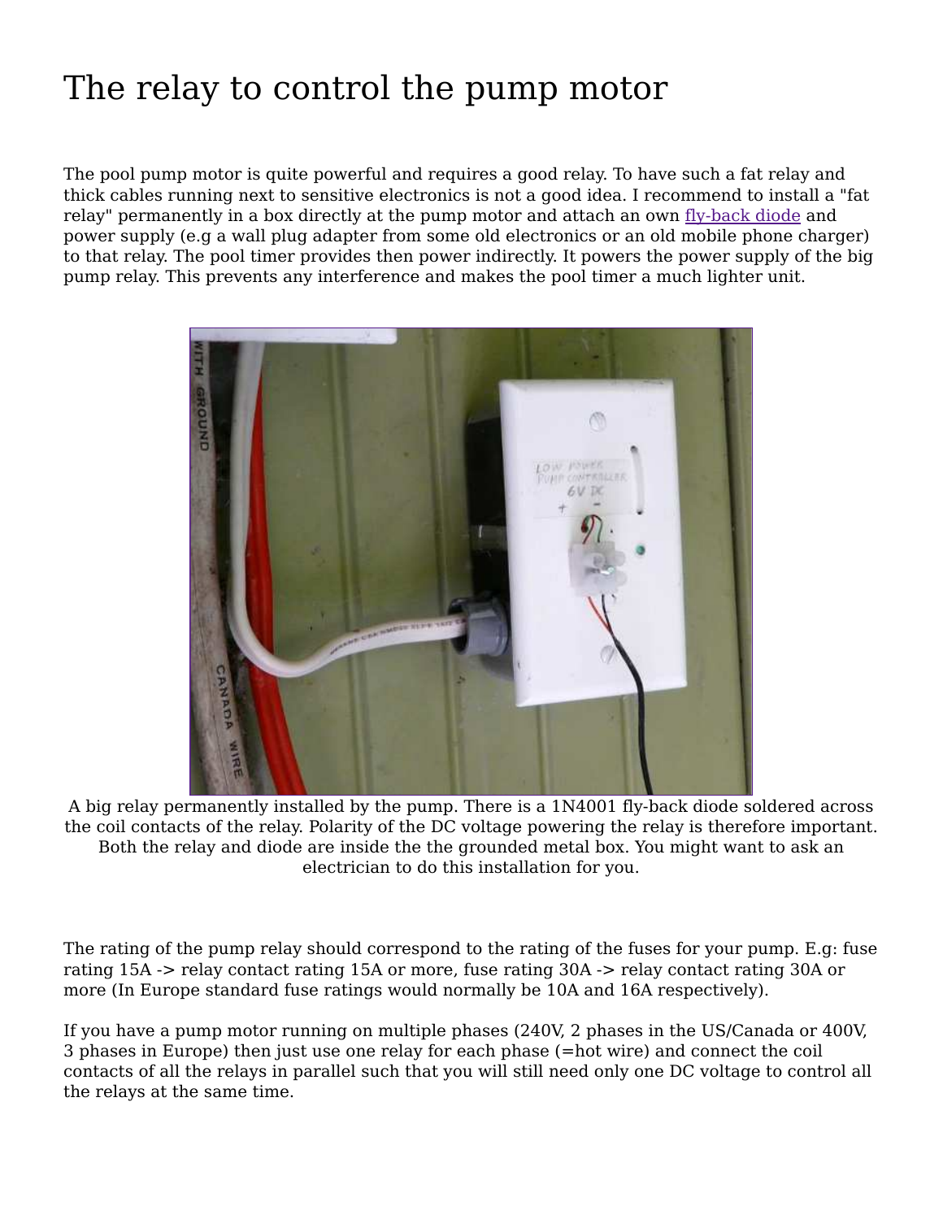# The relay to control the pump motor

The pool pump motor is quite powerful and requires a good relay. To have such a fat relay and thick cables running next to sensitive electronics is not a good idea. I recommend to install a "fat relay" permanently in a box directly at the pump motor and attach an own fly-back diode and power supply (e.g a wall plug adapter from some old electronics or an old mobile phone charger) to that relay. The pool timer provides then power indirectly. It powers the power supply of the big pump relay. This prevents any interference and makes the pool timer a much lighter unit.

A big relay permanently installed by the pump. There is a 1N4001 fly-back diode soldered across the coil contacts of the relay. Polarity of the DC voltage powering the relay is therefore important. Both the relay and diode are inside the the grounded metal box. You might want to ask an electrician to do this installation for you.

The rating of the pump relay should correspond to the rating of the fuses for your pump. E.g: fuse rating 15A -> relay contact rating 15A or more, fuse rating 30A -> relay contact rating 30A or more (In Europe standard fuse ratings would normally be 10A and 16A respectively).

If you have a pump motor running on multiple phases (240V, 2 phases in the US/Canada or 400V, 3 phases in Europe) then just use one relay for each phase (=hot wire) and connect the coil contacts of all the relays in parallel such that you will still need only one DC voltage to control all the relays at the same time.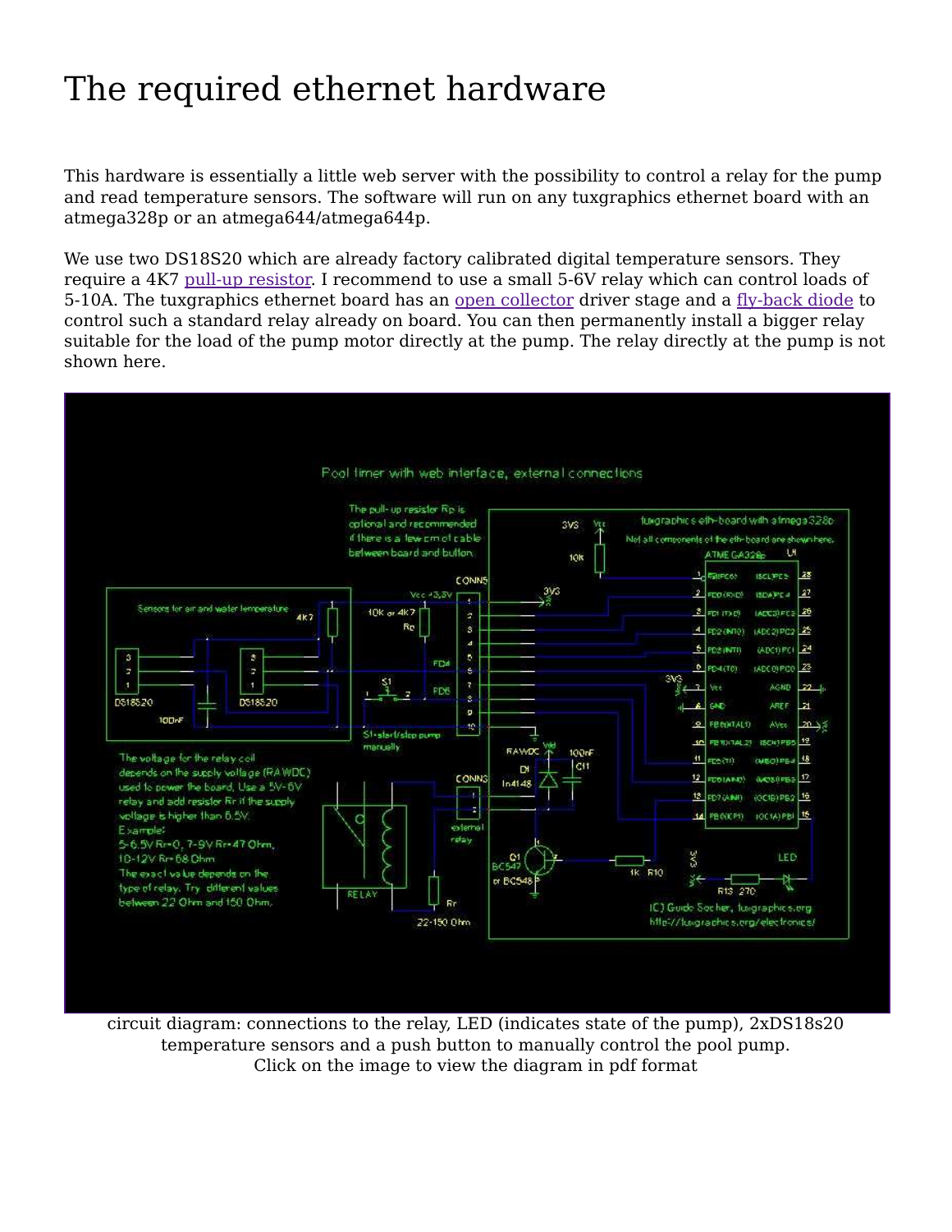# The required ethernet hardware

This hardware is essentially a little web server with the possibility to control a relay for the pump and read temperature sensors. The software will run on any tuxgraphics ethernet board with an atmega328p or an atmega644/atmega644p.

We use two DS18S20 which are already factory calibrated digital temperature sensors. They require a 4K7 pull-up resistor. I recommend to use a small 5-6V relay which can control loads of 5-10A. The tuxgraphics ethernet board has an open collector driver stage and a fly-back diode to control such a standard relay already on board. You can then permanently install a bigger relay suitable for the load of the pump motor directly at the pump. The relay directly at the pump is not shown here.

circuit diagram: connections to the relay, LED (indicates state of the pump), 2xDS18s20 temperature sensors and a push button to manually control the pool pump.
Click on the image to view the diagram in pdf format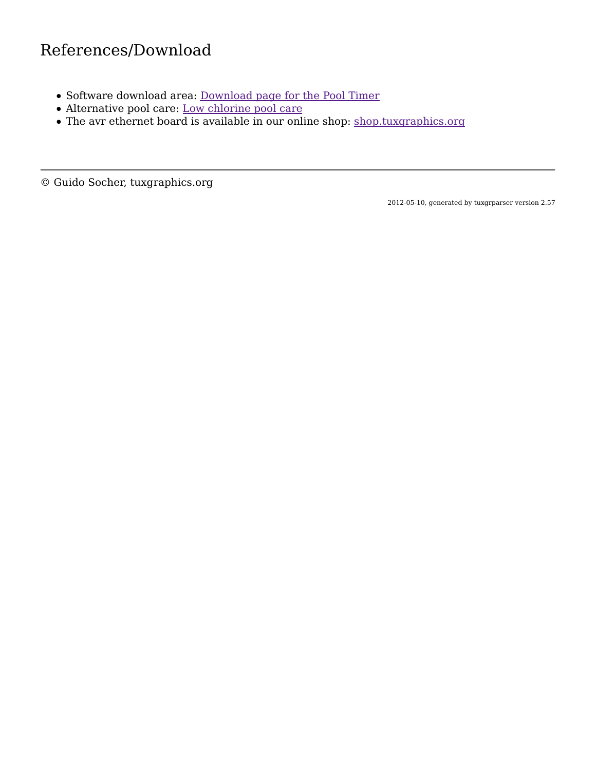## References/Download

- Software download area: Download page for the Pool Timer
- Alternative pool care: Low chlorine pool care
- The avr ethernet board is available in our online shop: shop.tuxgraphics.org

---

© Guido Socher, tuxgraphics.org

2012-05-10, generated by tuxgrparser version 2.57